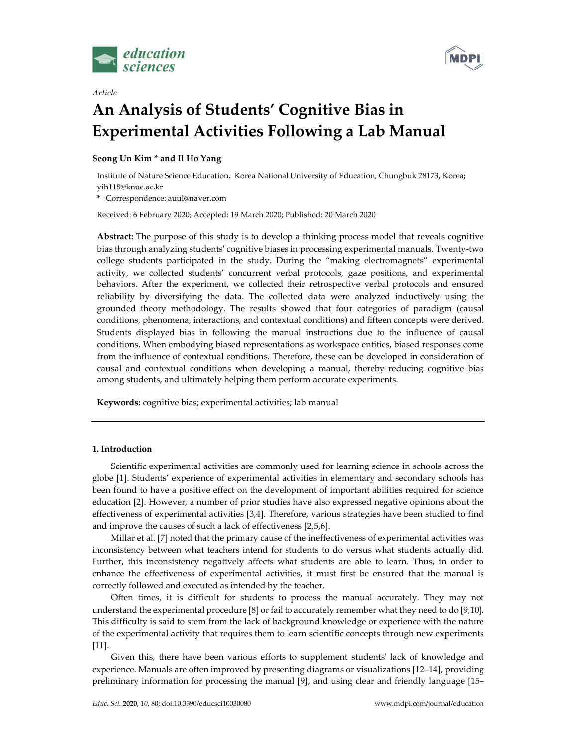*Article*

# An Analysis of Students' Cognitive Bias in Experimental Activities Following a Lab Manual

**Seong Un Kim * and Il Ho Yang**

Institute of Nature Science Education, Korea National University of Education, Chungbuk 28173, Korea; yih118@knue.ac.kr

\* Correspondence: auul@naver.com

Received: 6 February 2020; Accepted: 19 March 2020; Published: 20 March 2020

**Abstract:** The purpose of this study is to develop a thinking process model that reveals cognitive bias through analyzing students' cognitive biases in processing experimental manuals. Twenty-two college students participated in the study. During the "making electromagnets" experimental activity, we collected students' concurrent verbal protocols, gaze positions, and experimental behaviors. After the experiment, we collected their retrospective verbal protocols and ensured reliability by diversifying the data. The collected data were analyzed inductively using the grounded theory methodology. The results showed that four categories of paradigm (causal conditions, phenomena, interactions, and contextual conditions) and fifteen concepts were derived. Students displayed bias in following the manual instructions due to the influence of causal conditions. When embodying biased representations as workspace entities, biased responses come from the influence of contextual conditions. Therefore, these can be developed in consideration of causal and contextual conditions when developing a manual, thereby reducing cognitive bias among students, and ultimately helping them perform accurate experiments.

**Keywords:** cognitive bias; experimental activities; lab manual

## 1. Introduction

Scientific experimental activities are commonly used for learning science in schools across the globe [1]. Students' experience of experimental activities in elementary and secondary schools has been found to have a positive effect on the development of important abilities required for science education [2]. However, a number of prior studies have also expressed negative opinions about the effectiveness of experimental activities [3,4]. Therefore, various strategies have been studied to find and improve the causes of such a lack of effectiveness [2,5,6].

Millar et al. [7] noted that the primary cause of the ineffectiveness of experimental activities was inconsistency between what teachers intend for students to do versus what students actually did. Further, this inconsistency negatively affects what students are able to learn. Thus, in order to enhance the effectiveness of experimental activities, it must first be ensured that the manual is correctly followed and executed as intended by the teacher.

Often times, it is difficult for students to process the manual accurately. They may not understand the experimental procedure [8] or fail to accurately remember what they need to do [9,10]. This difficulty is said to stem from the lack of background knowledge or experience with the nature of the experimental activity that requires them to learn scientific concepts through new experiments [11].

Given this, there have been various efforts to supplement students' lack of knowledge and experience. Manuals are often improved by presenting diagrams or visualizations [12–14], providing preliminary information for processing the manual [9], and using clear and friendly language [15–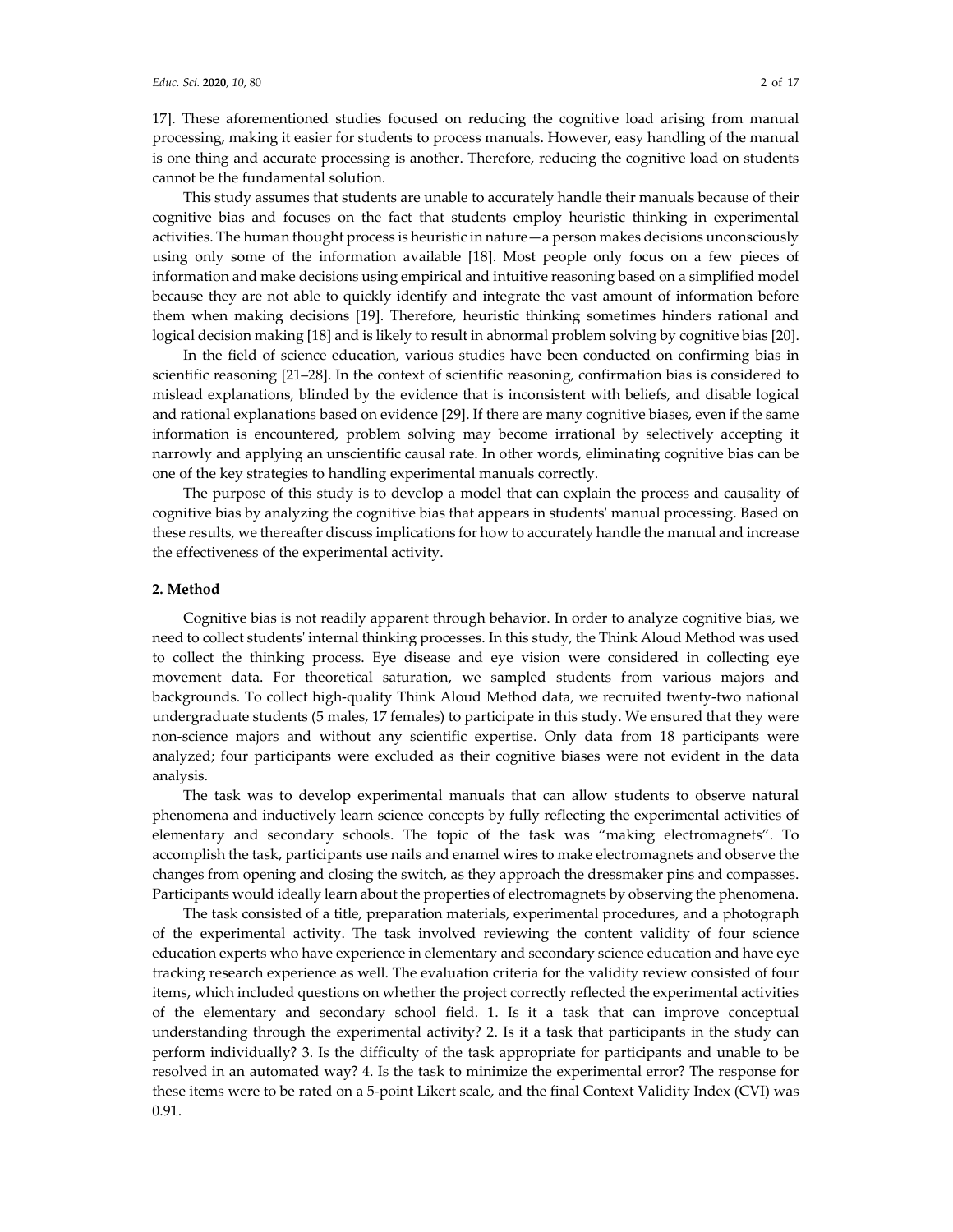17]. These aforementioned studies focused on reducing the cognitive load arising from manual processing, making it easier for students to process manuals. However, easy handling of the manual is one thing and accurate processing is another. Therefore, reducing the cognitive load on students cannot be the fundamental solution.

This study assumes that students are unable to accurately handle their manuals because of their cognitive bias and focuses on the fact that students employ heuristic thinking in experimental activities. The human thought process is heuristic in nature—a person makes decisions unconsciously using only some of the information available [18]. Most people only focus on a few pieces of information and make decisions using empirical and intuitive reasoning based on a simplified model because they are not able to quickly identify and integrate the vast amount of information before them when making decisions [19]. Therefore, heuristic thinking sometimes hinders rational and logical decision making [18] and is likely to result in abnormal problem solving by cognitive bias [20].

In the field of science education, various studies have been conducted on confirming bias in scientific reasoning [21–28]. In the context of scientific reasoning, confirmation bias is considered to mislead explanations, blinded by the evidence that is inconsistent with beliefs, and disable logical and rational explanations based on evidence [29]. If there are many cognitive biases, even if the same information is encountered, problem solving may become irrational by selectively accepting it narrowly and applying an unscientific causal rate. In other words, eliminating cognitive bias can be one of the key strategies to handling experimental manuals correctly.

The purpose of this study is to develop a model that can explain the process and causality of cognitive bias by analyzing the cognitive bias that appears in students' manual processing. Based on these results, we thereafter discuss implications for how to accurately handle the manual and increase the effectiveness of the experimental activity.

## 2. Method

Cognitive bias is not readily apparent through behavior. In order to analyze cognitive bias, we need to collect students' internal thinking processes. In this study, the Think Aloud Method was used to collect the thinking process. Eye disease and eye vision were considered in collecting eye movement data. For theoretical saturation, we sampled students from various majors and backgrounds. To collect high-quality Think Aloud Method data, we recruited twenty-two national undergraduate students (5 males, 17 females) to participate in this study. We ensured that they were non-science majors and without any scientific expertise. Only data from 18 participants were analyzed; four participants were excluded as their cognitive biases were not evident in the data analysis.

The task was to develop experimental manuals that can allow students to observe natural phenomena and inductively learn science concepts by fully reflecting the experimental activities of elementary and secondary schools. The topic of the task was "making electromagnets". To accomplish the task, participants use nails and enamel wires to make electromagnets and observe the changes from opening and closing the switch, as they approach the dressmaker pins and compasses. Participants would ideally learn about the properties of electromagnets by observing the phenomena.

The task consisted of a title, preparation materials, experimental procedures, and a photograph of the experimental activity. The task involved reviewing the content validity of four science education experts who have experience in elementary and secondary science education and have eye tracking research experience as well. The evaluation criteria for the validity review consisted of four items, which included questions on whether the project correctly reflected the experimental activities of the elementary and secondary school field. 1. Is it a task that can improve conceptual understanding through the experimental activity? 2. Is it a task that participants in the study can perform individually? 3. Is the difficulty of the task appropriate for participants and unable to be resolved in an automated way? 4. Is the task to minimize the experimental error? The response for these items were to be rated on a 5-point Likert scale, and the final Context Validity Index (CVI) was 0.91.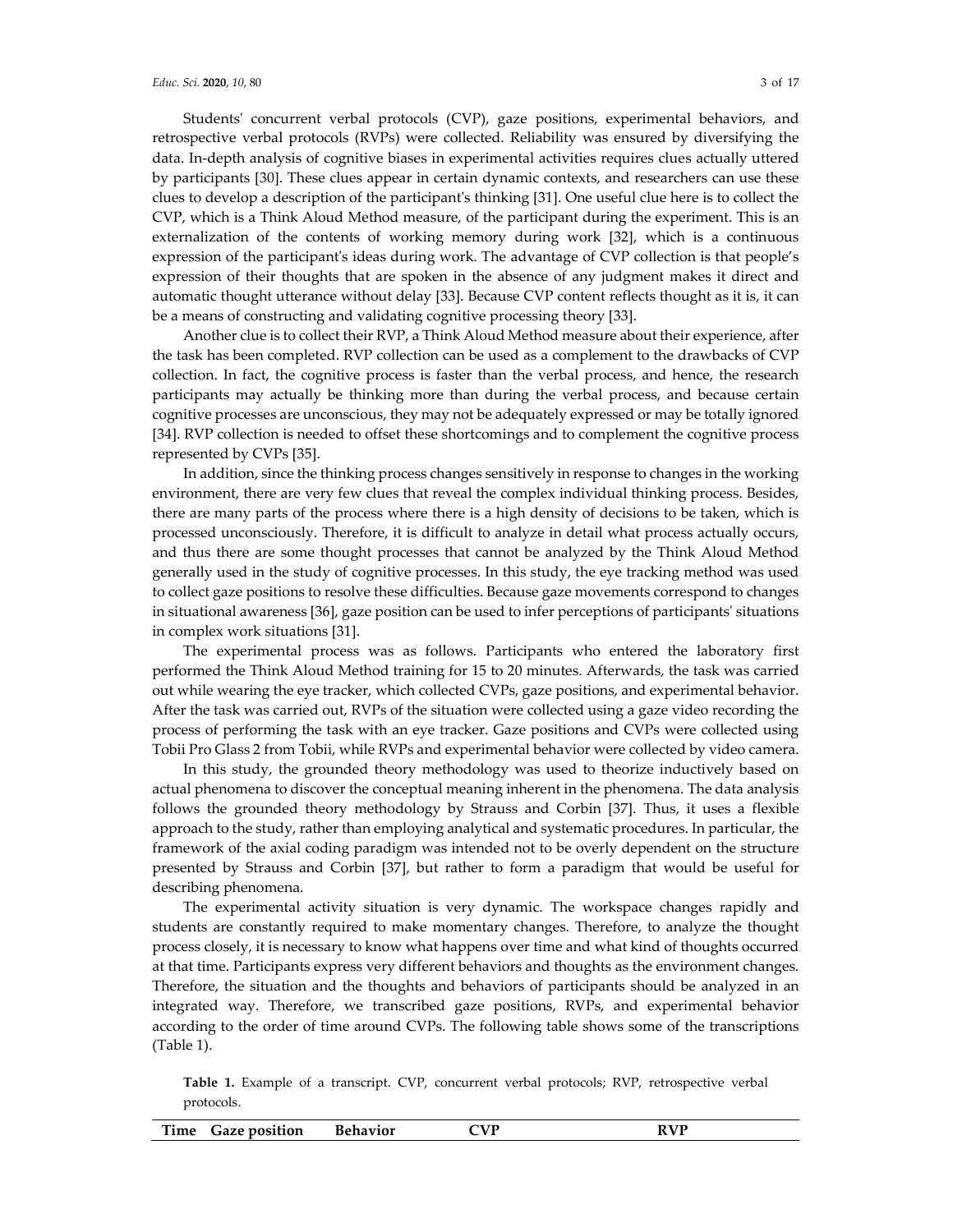Students' concurrent verbal protocols (CVP), gaze positions, experimental behaviors, and retrospective verbal protocols (RVPs) were collected. Reliability was ensured by diversifying the data. In-depth analysis of cognitive biases in experimental activities requires clues actually uttered by participants [30]. These clues appear in certain dynamic contexts, and researchers can use these clues to develop a description of the participant's thinking [31]. One useful clue here is to collect the CVP, which is a Think Aloud Method measure, of the participant during the experiment. This is an externalization of the contents of working memory during work [32], which is a continuous expression of the participant's ideas during work. The advantage of CVP collection is that people's expression of their thoughts that are spoken in the absence of any judgment makes it direct and automatic thought utterance without delay [33]. Because CVP content reflects thought as it is, it can be a means of constructing and validating cognitive processing theory [33].

Another clue is to collect their RVP, a Think Aloud Method measure about their experience, after the task has been completed. RVP collection can be used as a complement to the drawbacks of CVP collection. In fact, the cognitive process is faster than the verbal process, and hence, the research participants may actually be thinking more than during the verbal process, and because certain cognitive processes are unconscious, they may not be adequately expressed or may be totally ignored [34]. RVP collection is needed to offset these shortcomings and to complement the cognitive process represented by CVPs [35].

In addition, since the thinking process changes sensitively in response to changes in the working environment, there are very few clues that reveal the complex individual thinking process. Besides, there are many parts of the process where there is a high density of decisions to be taken, which is processed unconsciously. Therefore, it is difficult to analyze in detail what process actually occurs, and thus there are some thought processes that cannot be analyzed by the Think Aloud Method generally used in the study of cognitive processes. In this study, the eye tracking method was used to collect gaze positions to resolve these difficulties. Because gaze movements correspond to changes in situational awareness [36], gaze position can be used to infer perceptions of participants' situations in complex work situations [31].

The experimental process was as follows. Participants who entered the laboratory first performed the Think Aloud Method training for 15 to 20 minutes. Afterwards, the task was carried out while wearing the eye tracker, which collected CVPs, gaze positions, and experimental behavior. After the task was carried out, RVPs of the situation were collected using a gaze video recording the process of performing the task with an eye tracker. Gaze positions and CVPs were collected using Tobii Pro Glass 2 from Tobii, while RVPs and experimental behavior were collected by video camera.

In this study, the grounded theory methodology was used to theorize inductively based on actual phenomena to discover the conceptual meaning inherent in the phenomena. The data analysis follows the grounded theory methodology by Strauss and Corbin [37]. Thus, it uses a flexible approach to the study, rather than employing analytical and systematic procedures. In particular, the framework of the axial coding paradigm was intended not to be overly dependent on the structure presented by Strauss and Corbin [37], but rather to form a paradigm that would be useful for describing phenomena.

The experimental activity situation is very dynamic. The workspace changes rapidly and students are constantly required to make momentary changes. Therefore, to analyze the thought process closely, it is necessary to know what happens over time and what kind of thoughts occurred at that time. Participants express very different behaviors and thoughts as the environment changes. Therefore, the situation and the thoughts and behaviors of participants should be analyzed in an integrated way. Therefore, we transcribed gaze positions, RVPs, and experimental behavior according to the order of time around CVPs. The following table shows some of the transcriptions (Table 1).

**Table 1.** Example of a transcript. CVP, concurrent verbal protocols; RVP, retrospective verbal protocols.

| Time | Gaze position | Behavior | CVP | RVP |
|---|---|---|---|---|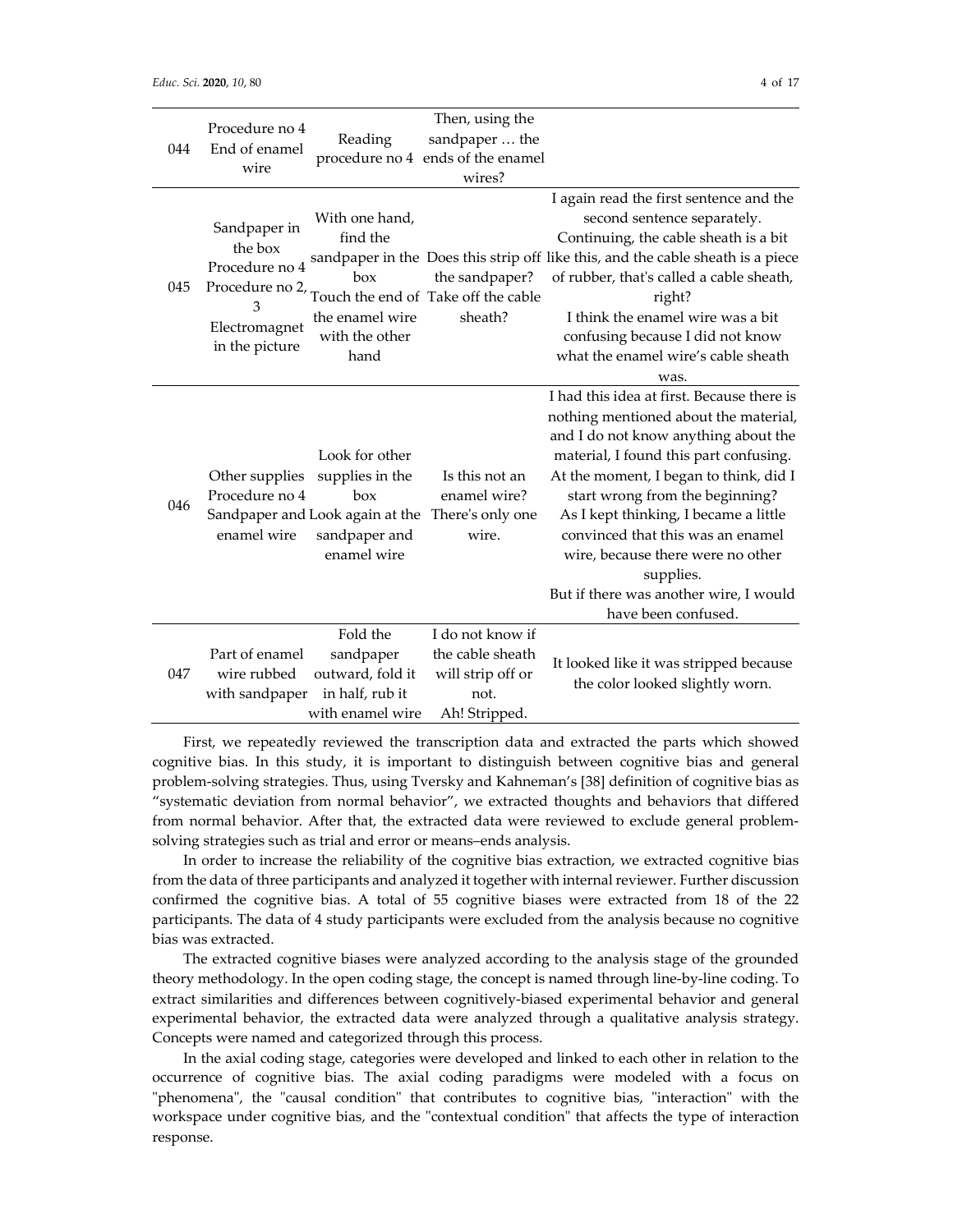| | | | | |
|---|---|---|---|---|
| 044 | Procedure no 4 End of enamel wire | Reading procedure no 4 | Then, using the sandpaper … the ends of the enamel wires? | |
| 045 | Sandpaper in the box Procedure no 4 Procedure no 2, 3 Electromagnet in the picture | With one hand, find the sandpaper in the box Touch the end of the enamel wire with the other hand | Does this strip off the sandpaper? Take off the cable sheath? | I again read the first sentence and the second sentence separately. Continuing, the cable sheath is a bit like this, and the cable sheath is a piece of rubber, that's called a cable sheath, right? I think the enamel wire was a bit confusing because I did not know what the enamel wire's cable sheath was. |
| 046 | Other supplies Procedure no 4 Sandpaper and enamel wire | Look for other supplies in the box Look again at the sandpaper and enamel wire | Is this not an enamel wire? There's only one wire. | I had this idea at first. Because there is nothing mentioned about the material, and I do not know anything about the material, I found this part confusing. At the moment, I began to think, did I start wrong from the beginning? As I kept thinking, I became a little convinced that this was an enamel wire, because there were no other supplies. But if there was another wire, I would have been confused. |
| 047 | Part of enamel wire rubbed with sandpaper | Fold the sandpaper outward, fold it in half, rub it with enamel wire | I do not know if the cable sheath will strip off or not. Ah! Stripped. | It looked like it was stripped because the color looked slightly worn. |

First, we repeatedly reviewed the transcription data and extracted the parts which showed cognitive bias. In this study, it is important to distinguish between cognitive bias and general problem-solving strategies. Thus, using Tversky and Kahneman's [38] definition of cognitive bias as "systematic deviation from normal behavior", we extracted thoughts and behaviors that differed from normal behavior. After that, the extracted data were reviewed to exclude general problem-solving strategies such as trial and error or means–ends analysis.

In order to increase the reliability of the cognitive bias extraction, we extracted cognitive bias from the data of three participants and analyzed it together with internal reviewer. Further discussion confirmed the cognitive bias. A total of 55 cognitive biases were extracted from 18 of the 22 participants. The data of 4 study participants were excluded from the analysis because no cognitive bias was extracted.

The extracted cognitive biases were analyzed according to the analysis stage of the grounded theory methodology. In the open coding stage, the concept is named through line-by-line coding. To extract similarities and differences between cognitively-biased experimental behavior and general experimental behavior, the extracted data were analyzed through a qualitative analysis strategy. Concepts were named and categorized through this process.

In the axial coding stage, categories were developed and linked to each other in relation to the occurrence of cognitive bias. The axial coding paradigms were modeled with a focus on "phenomena", the "causal condition" that contributes to cognitive bias, "interaction" with the workspace under cognitive bias, and the "contextual condition" that affects the type of interaction response.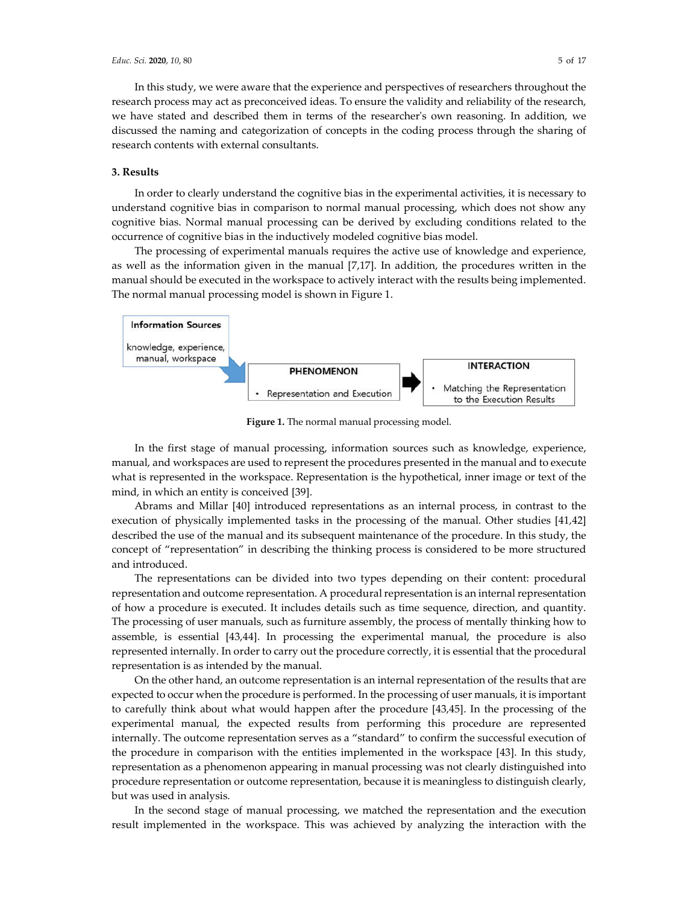In this study, we were aware that the experience and perspectives of researchers throughout the research process may act as preconceived ideas. To ensure the validity and reliability of the research, we have stated and described them in terms of the researcher's own reasoning. In addition, we discussed the naming and categorization of concepts in the coding process through the sharing of research contents with external consultants.

## 3. Results

In order to clearly understand the cognitive bias in the experimental activities, it is necessary to understand cognitive bias in comparison to normal manual processing, which does not show any cognitive bias. Normal manual processing can be derived by excluding conditions related to the occurrence of cognitive bias in the inductively modeled cognitive bias model.

The processing of experimental manuals requires the active use of knowledge and experience, as well as the information given in the manual [7,17]. In addition, the procedures written in the manual should be executed in the workspace to actively interact with the results being implemented. The normal manual processing model is shown in Figure 1.

**Information Sources**

knowledge, experience, manual, workspace

**PHENOMENON**

- Representation and Execution

**INTERACTION**

- Matching the Representation to the Execution Results

**Figure 1.** The normal manual processing model.

In the first stage of manual processing, information sources such as knowledge, experience, manual, and workspaces are used to represent the procedures presented in the manual and to execute what is represented in the workspace. Representation is the hypothetical, inner image or text of the mind, in which an entity is conceived [39].

Abrams and Millar [40] introduced representations as an internal process, in contrast to the execution of physically implemented tasks in the processing of the manual. Other studies [41,42] described the use of the manual and its subsequent maintenance of the procedure. In this study, the concept of "representation" in describing the thinking process is considered to be more structured and introduced.

The representations can be divided into two types depending on their content: procedural representation and outcome representation. A procedural representation is an internal representation of how a procedure is executed. It includes details such as time sequence, direction, and quantity. The processing of user manuals, such as furniture assembly, the process of mentally thinking how to assemble, is essential [43,44]. In processing the experimental manual, the procedure is also represented internally. In order to carry out the procedure correctly, it is essential that the procedural representation is as intended by the manual.

On the other hand, an outcome representation is an internal representation of the results that are expected to occur when the procedure is performed. In the processing of user manuals, it is important to carefully think about what would happen after the procedure [43,45]. In the processing of the experimental manual, the expected results from performing this procedure are represented internally. The outcome representation serves as a "standard" to confirm the successful execution of the procedure in comparison with the entities implemented in the workspace [43]. In this study, representation as a phenomenon appearing in manual processing was not clearly distinguished into procedure representation or outcome representation, because it is meaningless to distinguish clearly, but was used in analysis.

In the second stage of manual processing, we matched the representation and the execution result implemented in the workspace. This was achieved by analyzing the interaction with the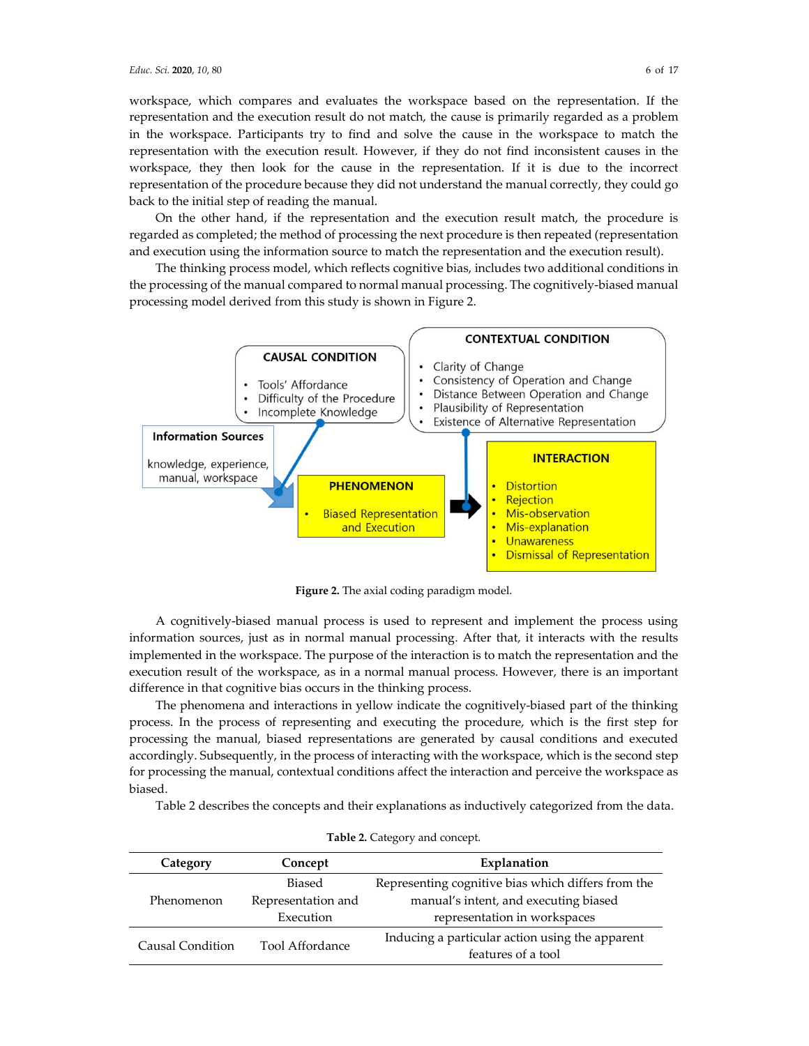workspace, which compares and evaluates the workspace based on the representation. If the representation and the execution result do not match, the cause is primarily regarded as a problem in the workspace. Participants try to find and solve the cause in the workspace to match the representation with the execution result. However, if they do not find inconsistent causes in the workspace, they then look for the cause in the representation. If it is due to the incorrect representation of the procedure because they did not understand the manual correctly, they could go back to the initial step of reading the manual.

On the other hand, if the representation and the execution result match, the procedure is regarded as completed; the method of processing the next procedure is then repeated (representation and execution using the information source to match the representation and the execution result).

The thinking process model, which reflects cognitive bias, includes two additional conditions in the processing of the manual compared to normal manual processing. The cognitively-biased manual processing model derived from this study is shown in Figure 2.

**Figure 2.** The axial coding paradigm model.

A cognitively-biased manual process is used to represent and implement the process using information sources, just as in normal manual processing. After that, it interacts with the results implemented in the workspace. The purpose of the interaction is to match the representation and the execution result of the workspace, as in a normal manual process. However, there is an important difference in that cognitive bias occurs in the thinking process.

The phenomena and interactions in yellow indicate the cognitively-biased part of the thinking process. In the process of representing and executing the procedure, which is the first step for processing the manual, biased representations are generated by causal conditions and executed accordingly. Subsequently, in the process of interacting with the workspace, which is the second step for processing the manual, contextual conditions affect the interaction and perceive the workspace as biased.

Table 2 describes the concepts and their explanations as inductively categorized from the data.

**Table 2.** Category and concept.

| Category | Concept | Explanation |
| --- | --- | --- |
| Phenomenon | Biased Representation and Execution | Representing cognitive bias which differs from the manual's intent, and executing biased representation in workspaces |
| Causal Condition | Tool Affordance | Inducing a particular action using the apparent features of a tool |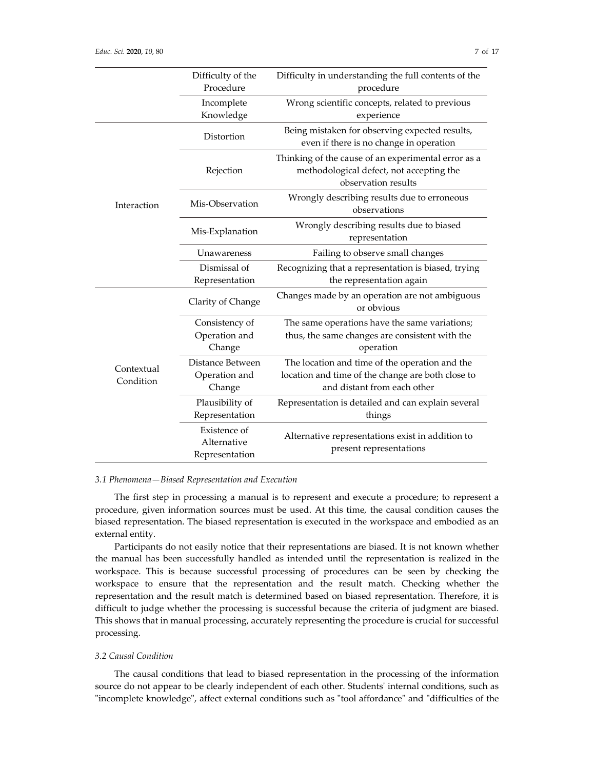| | | |
|---|---|---|
| | Difficulty of the Procedure | Difficulty in understanding the full contents of the procedure |
| | Incomplete Knowledge | Wrong scientific concepts, related to previous experience |
| Interaction | Distortion | Being mistaken for observing expected results, even if there is no change in operation |
| | Rejection | Thinking of the cause of an experimental error as a methodological defect, not accepting the observation results |
| | Mis-Observation | Wrongly describing results due to erroneous observations |
| | Mis-Explanation | Wrongly describing results due to biased representation |
| | Unawareness | Failing to observe small changes |
| | Dismissal of Representation | Recognizing that a representation is biased, trying the representation again |
| Contextual Condition | Clarity of Change | Changes made by an operation are not ambiguous or obvious |
| | Consistency of Operation and Change | The same operations have the same variations; thus, the same changes are consistent with the operation |
| | Distance Between Operation and Change | The location and time of the operation and the location and time of the change are both close to and distant from each other |
| | Plausibility of Representation | Representation is detailed and can explain several things |
| | Existence of Alternative Representation | Alternative representations exist in addition to present representations |

### *3.1 Phenomena—Biased Representation and Execution*

The first step in processing a manual is to represent and execute a procedure; to represent a procedure, given information sources must be used. At this time, the causal condition causes the biased representation. The biased representation is executed in the workspace and embodied as an external entity.

Participants do not easily notice that their representations are biased. It is not known whether the manual has been successfully handled as intended until the representation is realized in the workspace. This is because successful processing of procedures can be seen by checking the workspace to ensure that the representation and the result match. Checking whether the representation and the result match is determined based on biased representation. Therefore, it is difficult to judge whether the processing is successful because the criteria of judgment are biased. This shows that in manual processing, accurately representing the procedure is crucial for successful processing.

### *3.2 Causal Condition*

The causal conditions that lead to biased representation in the processing of the information source do not appear to be clearly independent of each other. Students' internal conditions, such as "incomplete knowledge", affect external conditions such as "tool affordance" and "difficulties of the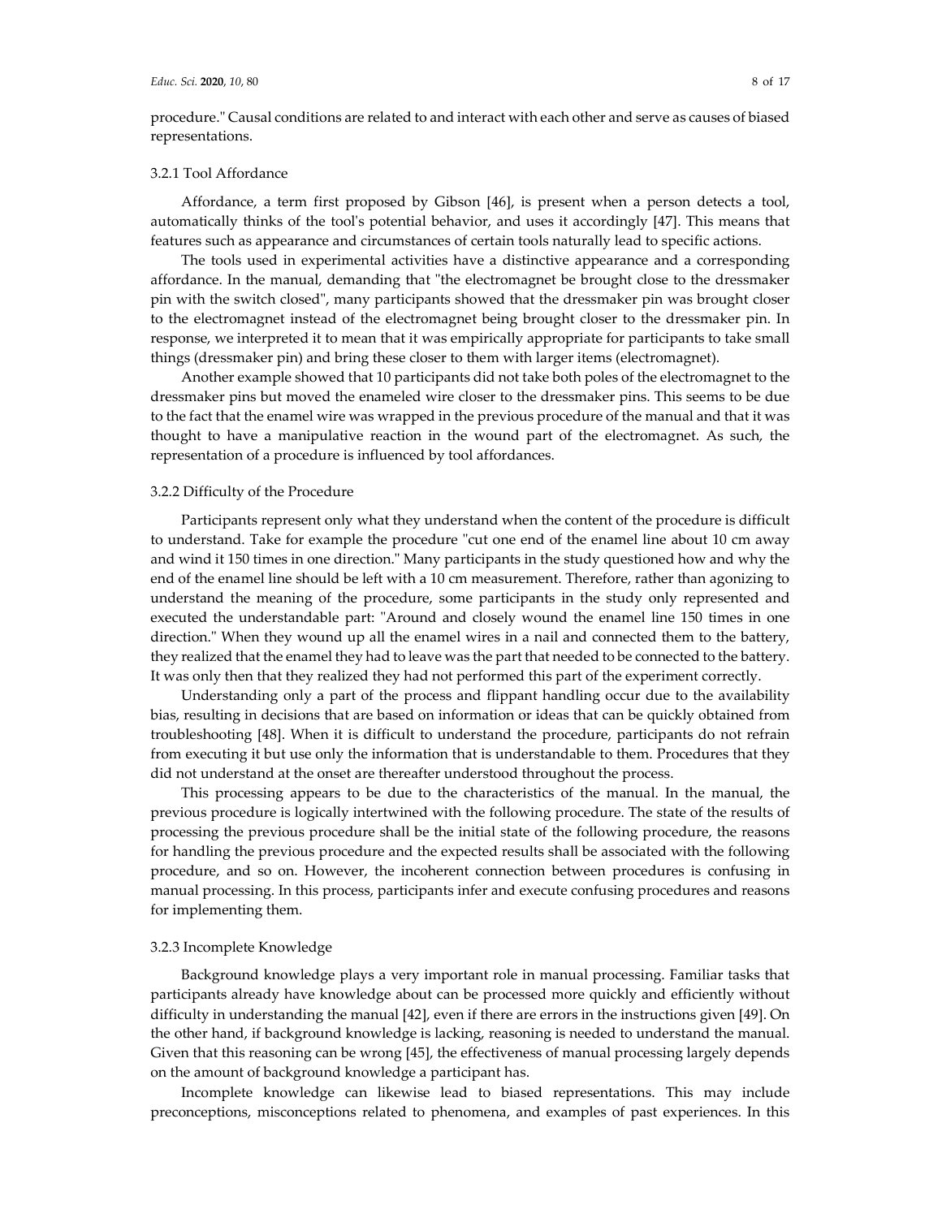procedure." Causal conditions are related to and interact with each other and serve as causes of biased representations.

### 3.2.1 Tool Affordance

Affordance, a term first proposed by Gibson [46], is present when a person detects a tool, automatically thinks of the tool's potential behavior, and uses it accordingly [47]. This means that features such as appearance and circumstances of certain tools naturally lead to specific actions.

The tools used in experimental activities have a distinctive appearance and a corresponding affordance. In the manual, demanding that "the electromagnet be brought close to the dressmaker pin with the switch closed", many participants showed that the dressmaker pin was brought closer to the electromagnet instead of the electromagnet being brought closer to the dressmaker pin. In response, we interpreted it to mean that it was empirically appropriate for participants to take small things (dressmaker pin) and bring these closer to them with larger items (electromagnet).

Another example showed that 10 participants did not take both poles of the electromagnet to the dressmaker pins but moved the enameled wire closer to the dressmaker pins. This seems to be due to the fact that the enamel wire was wrapped in the previous procedure of the manual and that it was thought to have a manipulative reaction in the wound part of the electromagnet. As such, the representation of a procedure is influenced by tool affordances.

### 3.2.2 Difficulty of the Procedure

Participants represent only what they understand when the content of the procedure is difficult to understand. Take for example the procedure "cut one end of the enamel line about 10 cm away and wind it 150 times in one direction." Many participants in the study questioned how and why the end of the enamel line should be left with a 10 cm measurement. Therefore, rather than agonizing to understand the meaning of the procedure, some participants in the study only represented and executed the understandable part: "Around and closely wound the enamel line 150 times in one direction." When they wound up all the enamel wires in a nail and connected them to the battery, they realized that the enamel they had to leave was the part that needed to be connected to the battery. It was only then that they realized they had not performed this part of the experiment correctly.

Understanding only a part of the process and flippant handling occur due to the availability bias, resulting in decisions that are based on information or ideas that can be quickly obtained from troubleshooting [48]. When it is difficult to understand the procedure, participants do not refrain from executing it but use only the information that is understandable to them. Procedures that they did not understand at the onset are thereafter understood throughout the process.

This processing appears to be due to the characteristics of the manual. In the manual, the previous procedure is logically intertwined with the following procedure. The state of the results of processing the previous procedure shall be the initial state of the following procedure, the reasons for handling the previous procedure and the expected results shall be associated with the following procedure, and so on. However, the incoherent connection between procedures is confusing in manual processing. In this process, participants infer and execute confusing procedures and reasons for implementing them.

### 3.2.3 Incomplete Knowledge

Background knowledge plays a very important role in manual processing. Familiar tasks that participants already have knowledge about can be processed more quickly and efficiently without difficulty in understanding the manual [42], even if there are errors in the instructions given [49]. On the other hand, if background knowledge is lacking, reasoning is needed to understand the manual. Given that this reasoning can be wrong [45], the effectiveness of manual processing largely depends on the amount of background knowledge a participant has.

Incomplete knowledge can likewise lead to biased representations. This may include preconceptions, misconceptions related to phenomena, and examples of past experiences. In this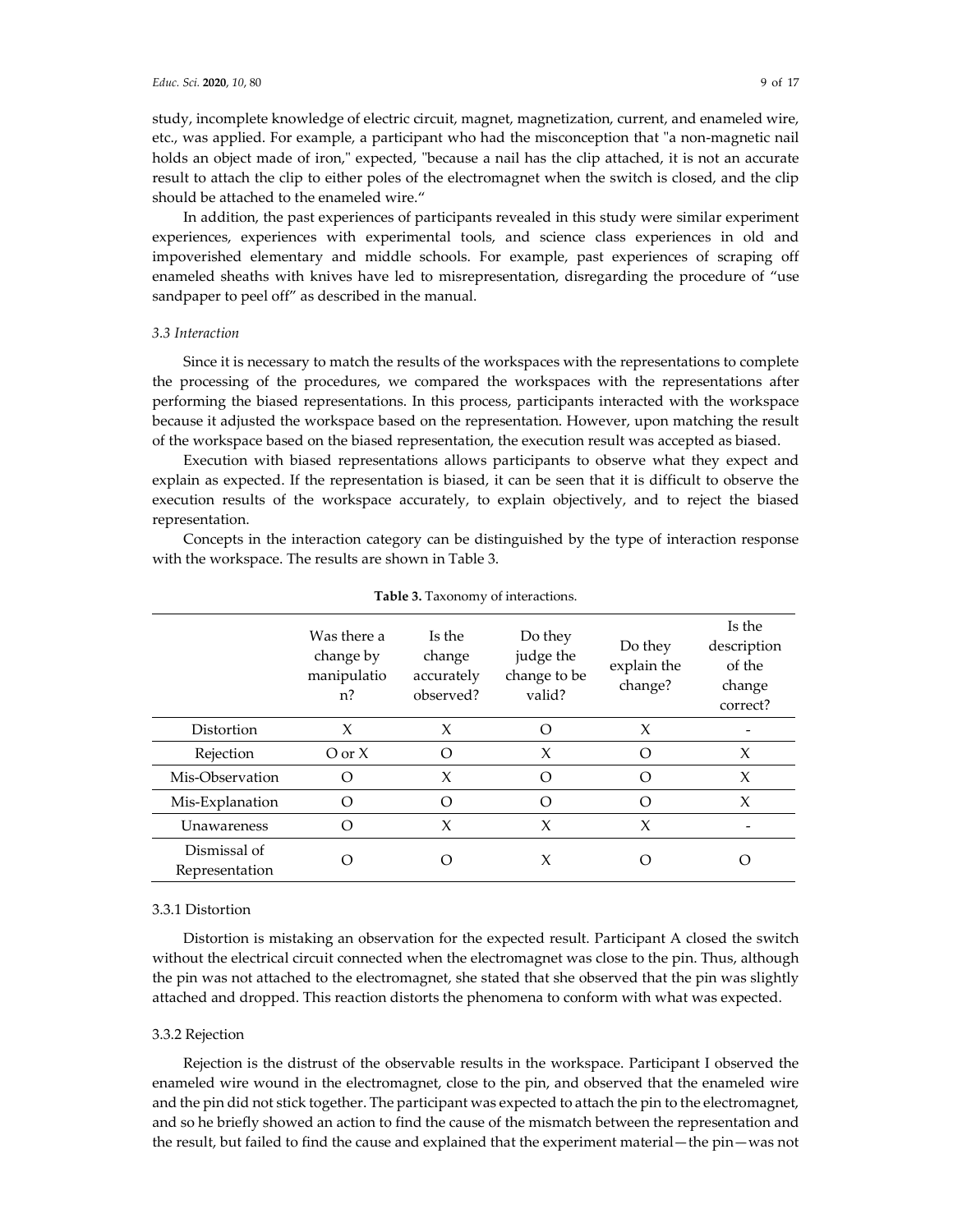study, incomplete knowledge of electric circuit, magnet, magnetization, current, and enameled wire, etc., was applied. For example, a participant who had the misconception that "a non-magnetic nail holds an object made of iron," expected, "because a nail has the clip attached, it is not an accurate result to attach the clip to either poles of the electromagnet when the switch is closed, and the clip should be attached to the enameled wire."

In addition, the past experiences of participants revealed in this study were similar experiment experiences, experiences with experimental tools, and science class experiences in old and impoverished elementary and middle schools. For example, past experiences of scraping off enameled sheaths with knives have led to misrepresentation, disregarding the procedure of "use sandpaper to peel off" as described in the manual.

### 3.3 Interaction

Since it is necessary to match the results of the workspaces with the representations to complete the processing of the procedures, we compared the workspaces with the representations after performing the biased representations. In this process, participants interacted with the workspace because it adjusted the workspace based on the representation. However, upon matching the result of the workspace based on the biased representation, the execution result was accepted as biased.

Execution with biased representations allows participants to observe what they expect and explain as expected. If the representation is biased, it can be seen that it is difficult to observe the execution results of the workspace accurately, to explain objectively, and to reject the biased representation.

Concepts in the interaction category can be distinguished by the type of interaction response with the workspace. The results are shown in Table 3.

**Table 3.** Taxonomy of interactions.

| | Was there a change by manipulation? | Is the change accurately observed? | Do they judge the change to be valid? | Do they explain the change? | Is the description of the change correct? |
|---|---|---|---|---|---|
| Distortion | X | X | O | X | - |
| Rejection | O or X | O | X | O | X |
| Mis-Observation | O | X | O | O | X |
| Mis-Explanation | O | O | O | O | X |
| Unawareness | O | X | X | X | - |
| Dismissal of Representation | O | O | X | O | O |

#### 3.3.1 Distortion

Distortion is mistaking an observation for the expected result. Participant A closed the switch without the electrical circuit connected when the electromagnet was close to the pin. Thus, although the pin was not attached to the electromagnet, she stated that she observed that the pin was slightly attached and dropped. This reaction distorts the phenomena to conform with what was expected.

#### 3.3.2 Rejection

Rejection is the distrust of the observable results in the workspace. Participant I observed the enameled wire wound in the electromagnet, close to the pin, and observed that the enameled wire and the pin did not stick together. The participant was expected to attach the pin to the electromagnet, and so he briefly showed an action to find the cause of the mismatch between the representation and the result, but failed to find the cause and explained that the experiment material—the pin—was not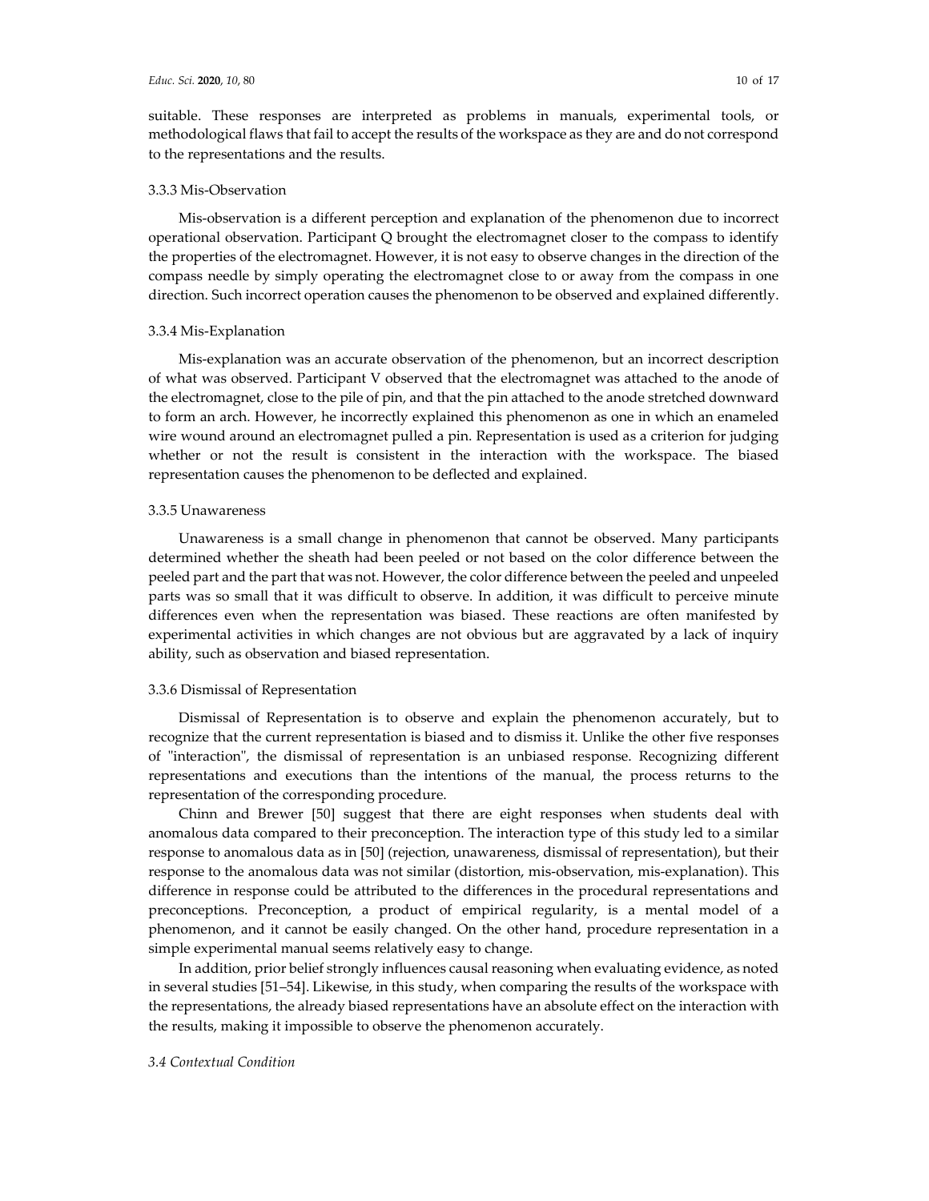suitable. These responses are interpreted as problems in manuals, experimental tools, or methodological flaws that fail to accept the results of the workspace as they are and do not correspond to the representations and the results.

#### 3.3.3 Mis-Observation

Mis-observation is a different perception and explanation of the phenomenon due to incorrect operational observation. Participant Q brought the electromagnet closer to the compass to identify the properties of the electromagnet. However, it is not easy to observe changes in the direction of the compass needle by simply operating the electromagnet close to or away from the compass in one direction. Such incorrect operation causes the phenomenon to be observed and explained differently.

#### 3.3.4 Mis-Explanation

Mis-explanation was an accurate observation of the phenomenon, but an incorrect description of what was observed. Participant V observed that the electromagnet was attached to the anode of the electromagnet, close to the pile of pin, and that the pin attached to the anode stretched downward to form an arch. However, he incorrectly explained this phenomenon as one in which an enameled wire wound around an electromagnet pulled a pin. Representation is used as a criterion for judging whether or not the result is consistent in the interaction with the workspace. The biased representation causes the phenomenon to be deflected and explained.

#### 3.3.5 Unawareness

Unawareness is a small change in phenomenon that cannot be observed. Many participants determined whether the sheath had been peeled or not based on the color difference between the peeled part and the part that was not. However, the color difference between the peeled and unpeeled parts was so small that it was difficult to observe. In addition, it was difficult to perceive minute differences even when the representation was biased. These reactions are often manifested by experimental activities in which changes are not obvious but are aggravated by a lack of inquiry ability, such as observation and biased representation.

#### 3.3.6 Dismissal of Representation

Dismissal of Representation is to observe and explain the phenomenon accurately, but to recognize that the current representation is biased and to dismiss it. Unlike the other five responses of "interaction", the dismissal of representation is an unbiased response. Recognizing different representations and executions than the intentions of the manual, the process returns to the representation of the corresponding procedure.

Chinn and Brewer [50] suggest that there are eight responses when students deal with anomalous data compared to their preconception. The interaction type of this study led to a similar response to anomalous data as in [50] (rejection, unawareness, dismissal of representation), but their response to the anomalous data was not similar (distortion, mis-observation, mis-explanation). This difference in response could be attributed to the differences in the procedural representations and preconceptions. Preconception, a product of empirical regularity, is a mental model of a phenomenon, and it cannot be easily changed. On the other hand, procedure representation in a simple experimental manual seems relatively easy to change.

In addition, prior belief strongly influences causal reasoning when evaluating evidence, as noted in several studies [51–54]. Likewise, in this study, when comparing the results of the workspace with the representations, the already biased representations have an absolute effect on the interaction with the results, making it impossible to observe the phenomenon accurately.

### *3.4 Contextual Condition*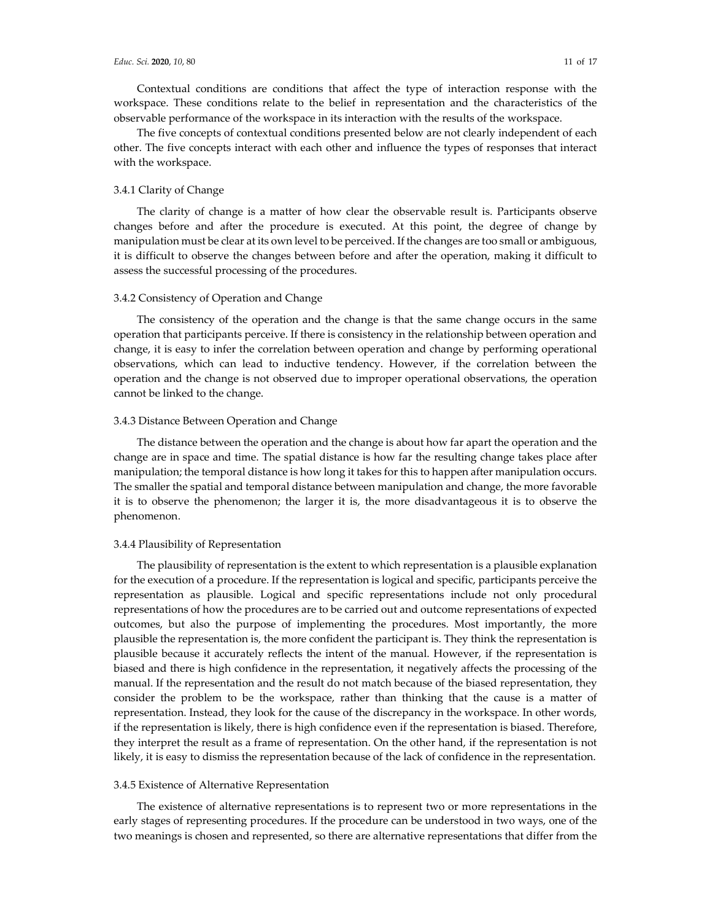Contextual conditions are conditions that affect the type of interaction response with the workspace. These conditions relate to the belief in representation and the characteristics of the observable performance of the workspace in its interaction with the results of the workspace.

The five concepts of contextual conditions presented below are not clearly independent of each other. The five concepts interact with each other and influence the types of responses that interact with the workspace.

### 3.4.1 Clarity of Change

The clarity of change is a matter of how clear the observable result is. Participants observe changes before and after the procedure is executed. At this point, the degree of change by manipulation must be clear at its own level to be perceived. If the changes are too small or ambiguous, it is difficult to observe the changes between before and after the operation, making it difficult to assess the successful processing of the procedures.

### 3.4.2 Consistency of Operation and Change

The consistency of the operation and the change is that the same change occurs in the same operation that participants perceive. If there is consistency in the relationship between operation and change, it is easy to infer the correlation between operation and change by performing operational observations, which can lead to inductive tendency. However, if the correlation between the operation and the change is not observed due to improper operational observations, the operation cannot be linked to the change.

### 3.4.3 Distance Between Operation and Change

The distance between the operation and the change is about how far apart the operation and the change are in space and time. The spatial distance is how far the resulting change takes place after manipulation; the temporal distance is how long it takes for this to happen after manipulation occurs. The smaller the spatial and temporal distance between manipulation and change, the more favorable it is to observe the phenomenon; the larger it is, the more disadvantageous it is to observe the phenomenon.

### 3.4.4 Plausibility of Representation

The plausibility of representation is the extent to which representation is a plausible explanation for the execution of a procedure. If the representation is logical and specific, participants perceive the representation as plausible. Logical and specific representations include not only procedural representations of how the procedures are to be carried out and outcome representations of expected outcomes, but also the purpose of implementing the procedures. Most importantly, the more plausible the representation is, the more confident the participant is. They think the representation is plausible because it accurately reflects the intent of the manual. However, if the representation is biased and there is high confidence in the representation, it negatively affects the processing of the manual. If the representation and the result do not match because of the biased representation, they consider the problem to be the workspace, rather than thinking that the cause is a matter of representation. Instead, they look for the cause of the discrepancy in the workspace. In other words, if the representation is likely, there is high confidence even if the representation is biased. Therefore, they interpret the result as a frame of representation. On the other hand, if the representation is not likely, it is easy to dismiss the representation because of the lack of confidence in the representation.

### 3.4.5 Existence of Alternative Representation

The existence of alternative representations is to represent two or more representations in the early stages of representing procedures. If the procedure can be understood in two ways, one of the two meanings is chosen and represented, so there are alternative representations that differ from the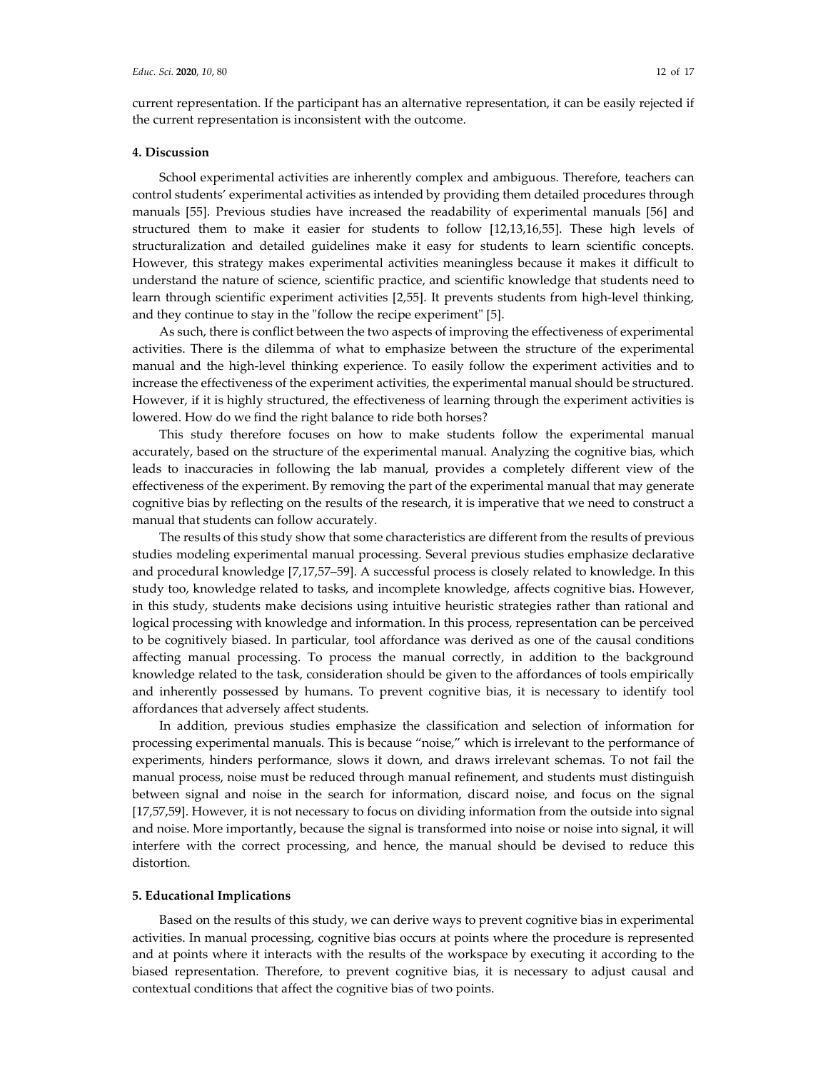current representation. If the participant has an alternative representation, it can be easily rejected if the current representation is inconsistent with the outcome.

## 4. Discussion

School experimental activities are inherently complex and ambiguous. Therefore, teachers can control students' experimental activities as intended by providing them detailed procedures through manuals [55]. Previous studies have increased the readability of experimental manuals [56] and structured them to make it easier for students to follow [12,13,16,55]. These high levels of structuralization and detailed guidelines make it easy for students to learn scientific concepts. However, this strategy makes experimental activities meaningless because it makes it difficult to understand the nature of science, scientific practice, and scientific knowledge that students need to learn through scientific experiment activities [2,55]. It prevents students from high-level thinking, and they continue to stay in the "follow the recipe experiment" [5].

As such, there is conflict between the two aspects of improving the effectiveness of experimental activities. There is the dilemma of what to emphasize between the structure of the experimental manual and the high-level thinking experience. To easily follow the experiment activities and to increase the effectiveness of the experiment activities, the experimental manual should be structured. However, if it is highly structured, the effectiveness of learning through the experiment activities is lowered. How do we find the right balance to ride both horses?

This study therefore focuses on how to make students follow the experimental manual accurately, based on the structure of the experimental manual. Analyzing the cognitive bias, which leads to inaccuracies in following the lab manual, provides a completely different view of the effectiveness of the experiment. By removing the part of the experimental manual that may generate cognitive bias by reflecting on the results of the research, it is imperative that we need to construct a manual that students can follow accurately.

The results of this study show that some characteristics are different from the results of previous studies modeling experimental manual processing. Several previous studies emphasize declarative and procedural knowledge [7,17,57–59]. A successful process is closely related to knowledge. In this study too, knowledge related to tasks, and incomplete knowledge, affects cognitive bias. However, in this study, students make decisions using intuitive heuristic strategies rather than rational and logical processing with knowledge and information. In this process, representation can be perceived to be cognitively biased. In particular, tool affordance was derived as one of the causal conditions affecting manual processing. To process the manual correctly, in addition to the background knowledge related to the task, consideration should be given to the affordances of tools empirically and inherently possessed by humans. To prevent cognitive bias, it is necessary to identify tool affordances that adversely affect students.

In addition, previous studies emphasize the classification and selection of information for processing experimental manuals. This is because "noise," which is irrelevant to the performance of experiments, hinders performance, slows it down, and draws irrelevant schemas. To not fail the manual process, noise must be reduced through manual refinement, and students must distinguish between signal and noise in the search for information, discard noise, and focus on the signal [17,57,59]. However, it is not necessary to focus on dividing information from the outside into signal and noise. More importantly, because the signal is transformed into noise or noise into signal, it will interfere with the correct processing, and hence, the manual should be devised to reduce this distortion.

## 5. Educational Implications

Based on the results of this study, we can derive ways to prevent cognitive bias in experimental activities. In manual processing, cognitive bias occurs at points where the procedure is represented and at points where it interacts with the results of the workspace by executing it according to the biased representation. Therefore, to prevent cognitive bias, it is necessary to adjust causal and contextual conditions that affect the cognitive bias of two points.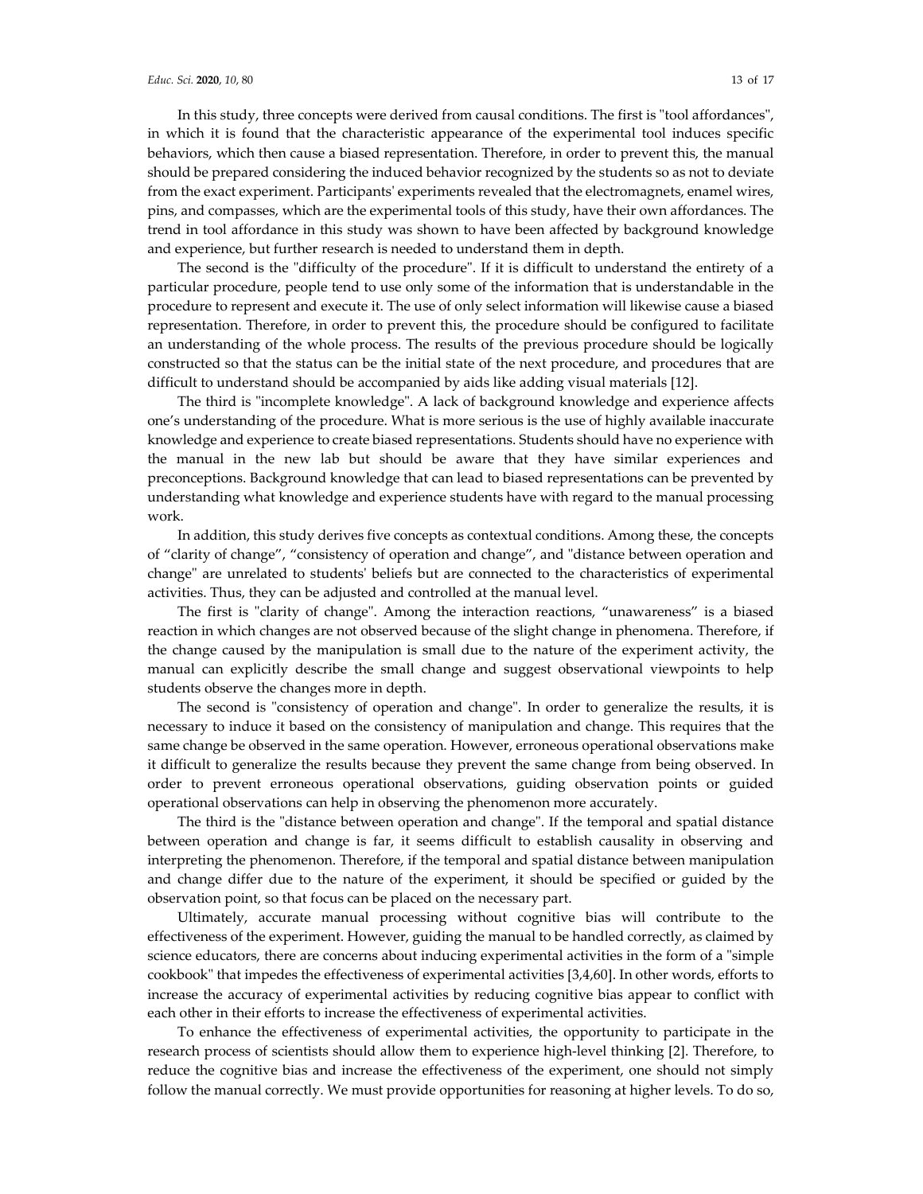In this study, three concepts were derived from causal conditions. The first is "tool affordances", in which it is found that the characteristic appearance of the experimental tool induces specific behaviors, which then cause a biased representation. Therefore, in order to prevent this, the manual should be prepared considering the induced behavior recognized by the students so as not to deviate from the exact experiment. Participants' experiments revealed that the electromagnets, enamel wires, pins, and compasses, which are the experimental tools of this study, have their own affordances. The trend in tool affordance in this study was shown to have been affected by background knowledge and experience, but further research is needed to understand them in depth.

The second is the "difficulty of the procedure". If it is difficult to understand the entirety of a particular procedure, people tend to use only some of the information that is understandable in the procedure to represent and execute it. The use of only select information will likewise cause a biased representation. Therefore, in order to prevent this, the procedure should be configured to facilitate an understanding of the whole process. The results of the previous procedure should be logically constructed so that the status can be the initial state of the next procedure, and procedures that are difficult to understand should be accompanied by aids like adding visual materials [12].

The third is "incomplete knowledge". A lack of background knowledge and experience affects one's understanding of the procedure. What is more serious is the use of highly available inaccurate knowledge and experience to create biased representations. Students should have no experience with the manual in the new lab but should be aware that they have similar experiences and preconceptions. Background knowledge that can lead to biased representations can be prevented by understanding what knowledge and experience students have with regard to the manual processing work.

In addition, this study derives five concepts as contextual conditions. Among these, the concepts of "clarity of change", "consistency of operation and change", and "distance between operation and change" are unrelated to students' beliefs but are connected to the characteristics of experimental activities. Thus, they can be adjusted and controlled at the manual level.

The first is "clarity of change". Among the interaction reactions, "unawareness" is a biased reaction in which changes are not observed because of the slight change in phenomena. Therefore, if the change caused by the manipulation is small due to the nature of the experiment activity, the manual can explicitly describe the small change and suggest observational viewpoints to help students observe the changes more in depth.

The second is "consistency of operation and change". In order to generalize the results, it is necessary to induce it based on the consistency of manipulation and change. This requires that the same change be observed in the same operation. However, erroneous operational observations make it difficult to generalize the results because they prevent the same change from being observed. In order to prevent erroneous operational observations, guiding observation points or guided operational observations can help in observing the phenomenon more accurately.

The third is the "distance between operation and change". If the temporal and spatial distance between operation and change is far, it seems difficult to establish causality in observing and interpreting the phenomenon. Therefore, if the temporal and spatial distance between manipulation and change differ due to the nature of the experiment, it should be specified or guided by the observation point, so that focus can be placed on the necessary part.

Ultimately, accurate manual processing without cognitive bias will contribute to the effectiveness of the experiment. However, guiding the manual to be handled correctly, as claimed by science educators, there are concerns about inducing experimental activities in the form of a "simple cookbook" that impedes the effectiveness of experimental activities [3,4,60]. In other words, efforts to increase the accuracy of experimental activities by reducing cognitive bias appear to conflict with each other in their efforts to increase the effectiveness of experimental activities.

To enhance the effectiveness of experimental activities, the opportunity to participate in the research process of scientists should allow them to experience high-level thinking [2]. Therefore, to reduce the cognitive bias and increase the effectiveness of the experiment, one should not simply follow the manual correctly. We must provide opportunities for reasoning at higher levels. To do so,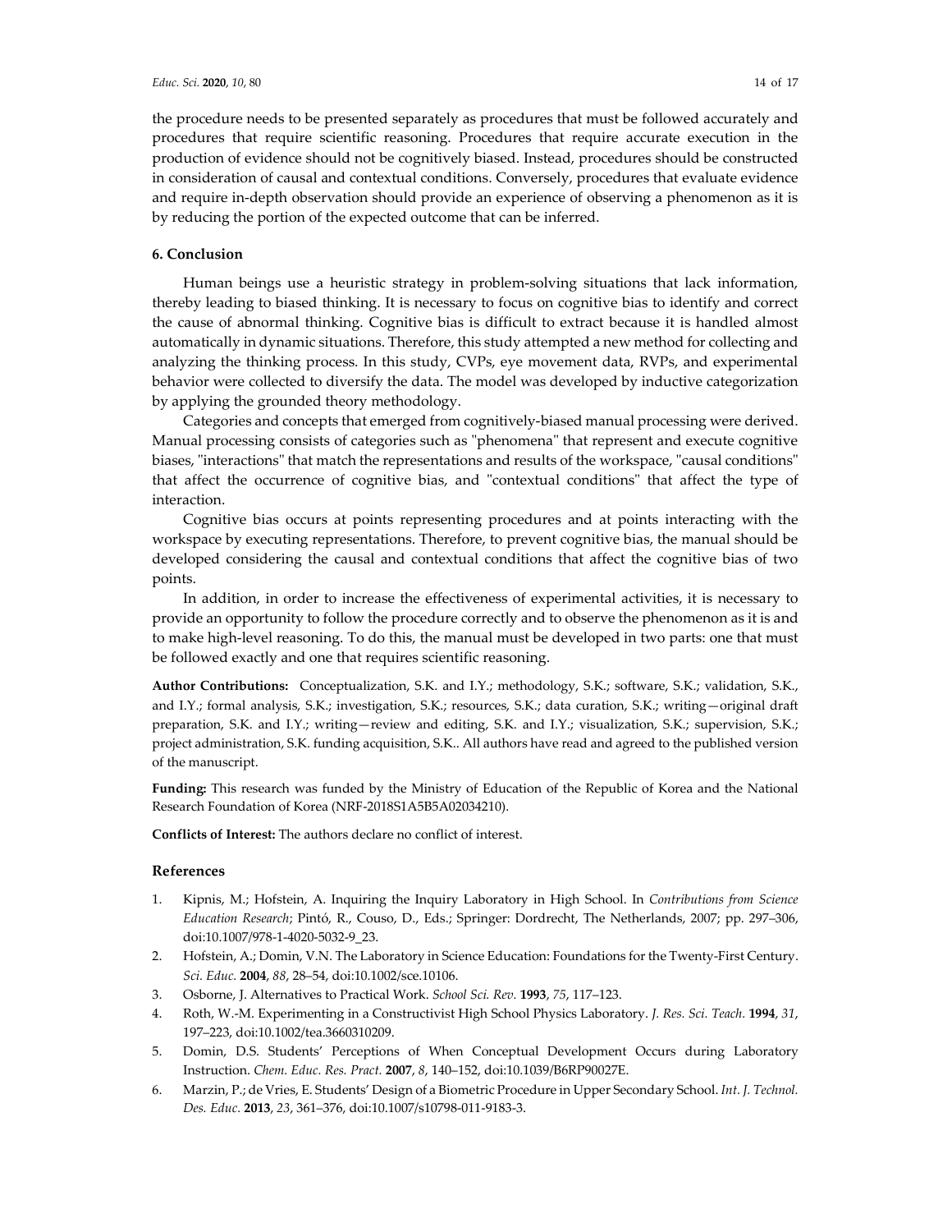the procedure needs to be presented separately as procedures that must be followed accurately and procedures that require scientific reasoning. Procedures that require accurate execution in the production of evidence should not be cognitively biased. Instead, procedures should be constructed in consideration of causal and contextual conditions. Conversely, procedures that evaluate evidence and require in-depth observation should provide an experience of observing a phenomenon as it is by reducing the portion of the expected outcome that can be inferred.

## 6. Conclusion

Human beings use a heuristic strategy in problem-solving situations that lack information, thereby leading to biased thinking. It is necessary to focus on cognitive bias to identify and correct the cause of abnormal thinking. Cognitive bias is difficult to extract because it is handled almost automatically in dynamic situations. Therefore, this study attempted a new method for collecting and analyzing the thinking process. In this study, CVPs, eye movement data, RVPs, and experimental behavior were collected to diversify the data. The model was developed by inductive categorization by applying the grounded theory methodology.

Categories and concepts that emerged from cognitively-biased manual processing were derived. Manual processing consists of categories such as "phenomena" that represent and execute cognitive biases, "interactions" that match the representations and results of the workspace, "causal conditions" that affect the occurrence of cognitive bias, and "contextual conditions" that affect the type of interaction.

Cognitive bias occurs at points representing procedures and at points interacting with the workspace by executing representations. Therefore, to prevent cognitive bias, the manual should be developed considering the causal and contextual conditions that affect the cognitive bias of two points.

In addition, in order to increase the effectiveness of experimental activities, it is necessary to provide an opportunity to follow the procedure correctly and to observe the phenomenon as it is and to make high-level reasoning. To do this, the manual must be developed in two parts: one that must be followed exactly and one that requires scientific reasoning.

**Author Contributions:** Conceptualization, S.K. and I.Y.; methodology, S.K.; software, S.K.; validation, S.K., and I.Y.; formal analysis, S.K.; investigation, S.K.; resources, S.K.; data curation, S.K.; writing—original draft preparation, S.K. and I.Y.; writing—review and editing, S.K. and I.Y.; visualization, S.K.; supervision, S.K.; project administration, S.K. funding acquisition, S.K.. All authors have read and agreed to the published version of the manuscript.

**Funding:** This research was funded by the Ministry of Education of the Republic of Korea and the National Research Foundation of Korea (NRF-2018S1A5B5A02034210).

**Conflicts of Interest:** The authors declare no conflict of interest.

## References

1. Kipnis, M.; Hofstein, A. Inquiring the Inquiry Laboratory in High School. In *Contributions from Science Education Research*; Pintó, R., Couso, D., Eds.; Springer: Dordrecht, The Netherlands, 2007; pp. 297–306, doi:10.1007/978-1-4020-5032-9_23.
2. Hofstein, A.; Domin, V.N. The Laboratory in Science Education: Foundations for the Twenty-First Century. *Sci. Educ.* **2004**, *88*, 28–54, doi:10.1002/sce.10106.
3. Osborne, J. Alternatives to Practical Work. *School Sci. Rev.* **1993**, *75*, 117–123.
4. Roth, W.-M. Experimenting in a Constructivist High School Physics Laboratory. *J. Res. Sci. Teach.* **1994**, *31*, 197–223, doi:10.1002/tea.3660310209.
5. Domin, D.S. Students' Perceptions of When Conceptual Development Occurs during Laboratory Instruction. *Chem. Educ. Res. Pract.* **2007**, *8*, 140–152, doi:10.1039/B6RP90027E.
6. Marzin, P.; de Vries, E. Students' Design of a Biometric Procedure in Upper Secondary School. *Int. J. Technol. Des. Educ.* **2013**, *23*, 361–376, doi:10.1007/s10798-011-9183-3.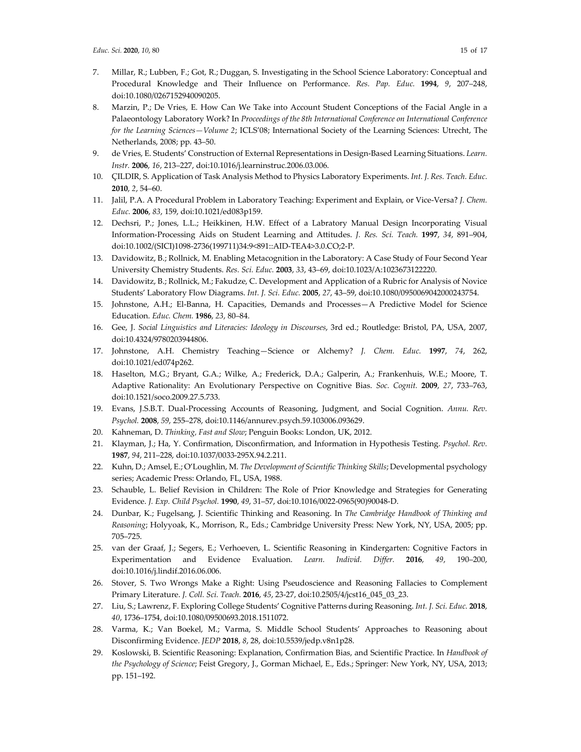7. Millar, R.; Lubben, F.; Got, R.; Duggan, S. Investigating in the School Science Laboratory: Conceptual and Procedural Knowledge and Their Influence on Performance. *Res. Pap. Educ.* **1994**, *9*, 207–248, doi:10.1080/0267152940090205.
8. Marzin, P.; De Vries, E. How Can We Take into Account Student Conceptions of the Facial Angle in a Palaeontology Laboratory Work? In *Proceedings of the 8th International Conference on International Conference for the Learning Sciences—Volume 2*; ICLS'08; International Society of the Learning Sciences: Utrecht, The Netherlands, 2008; pp. 43–50.
9. de Vries, E. Students' Construction of External Representations in Design-Based Learning Situations. *Learn. Instr.* **2006**, *16*, 213–227, doi:10.1016/j.learninstruc.2006.03.006.
10. ÇILDIR, S. Application of Task Analysis Method to Physics Laboratory Experiments. *Int. J. Res. Teach. Educ.* **2010**, *2*, 54–60.
11. Jalil, P.A. A Procedural Problem in Laboratory Teaching: Experiment and Explain, or Vice-Versa? *J. Chem. Educ.* **2006**, *83*, 159, doi:10.1021/ed083p159.
12. Dechsri, P.; Jones, L.L.; Heikkinen, H.W. Effect of a Labratory Manual Design Incorporating Visual Information-Processing Aids on Student Learning and Attitudes. *J. Res. Sci. Teach.* **1997**, *34*, 891–904, doi:10.1002/(SICI)1098-2736(199711)34:9<891::AID-TEA4>3.0.CO;2-P.
13. Davidowitz, B.; Rollnick, M. Enabling Metacognition in the Laboratory: A Case Study of Four Second Year University Chemistry Students. *Res. Sci. Educ.* **2003**, *33*, 43–69, doi:10.1023/A:1023673122220.
14. Davidowitz, B.; Rollnick, M.; Fakudze, C. Development and Application of a Rubric for Analysis of Novice Students' Laboratory Flow Diagrams. *Int. J. Sci. Educ.* **2005**, *27*, 43–59, doi:10.1080/0950069042000243754.
15. Johnstone, A.H.; El-Banna, H. Capacities, Demands and Processes—A Predictive Model for Science Education. *Educ. Chem.* **1986**, *23*, 80–84.
16. Gee, J. *Social Linguistics and Literacies: Ideology in Discourses*, 3rd ed.; Routledge: Bristol, PA, USA, 2007, doi:10.4324/9780203944806.
17. Johnstone, A.H. Chemistry Teaching—Science or Alchemy? *J. Chem. Educ.* **1997**, *74*, 262, doi:10.1021/ed074p262.
18. Haselton, M.G.; Bryant, G.A.; Wilke, A.; Frederick, D.A.; Galperin, A.; Frankenhuis, W.E.; Moore, T. Adaptive Rationality: An Evolutionary Perspective on Cognitive Bias. *Soc. Cognit.* **2009**, *27*, 733–763, doi:10.1521/soco.2009.27.5.733.
19. Evans, J.S.B.T. Dual-Processing Accounts of Reasoning, Judgment, and Social Cognition. *Annu. Rev. Psychol.* **2008**, *59*, 255–278, doi:10.1146/annurev.psych.59.103006.093629.
20. Kahneman, D. *Thinking, Fast and Slow*; Penguin Books: London, UK, 2012.
21. Klayman, J.; Ha, Y. Confirmation, Disconfirmation, and Information in Hypothesis Testing. *Psychol. Rev.* **1987**, *94*, 211–228, doi:10.1037/0033-295X.94.2.211.
22. Kuhn, D.; Amsel, E.; O'Loughlin, M. *The Development of Scientific Thinking Skills*; Developmental psychology series; Academic Press: Orlando, FL, USA, 1988.
23. Schauble, L. Belief Revision in Children: The Role of Prior Knowledge and Strategies for Generating Evidence. *J. Exp. Child Psychol.* **1990**, *49*, 31–57, doi:10.1016/0022-0965(90)90048-D.
24. Dunbar, K.; Fugelsang, J. Scientific Thinking and Reasoning. In *The Cambridge Handbook of Thinking and Reasoning*; Holyyoak, K., Morrison, R., Eds.; Cambridge University Press: New York, NY, USA, 2005; pp. 705–725.
25. van der Graaf, J.; Segers, E.; Verhoeven, L. Scientific Reasoning in Kindergarten: Cognitive Factors in Experimentation and Evidence Evaluation. *Learn. Individ. Differ.* **2016**, *49*, 190–200, doi:10.1016/j.lindif.2016.06.006.
26. Stover, S. Two Wrongs Make a Right: Using Pseudoscience and Reasoning Fallacies to Complement Primary Literature. *J. Coll. Sci. Teach.* **2016**, *45*, 23-27, doi:10.2505/4/jcst16_045_03_23.
27. Liu, S.; Lawrenz, F. Exploring College Students' Cognitive Patterns during Reasoning. *Int. J. Sci. Educ.* **2018**, *40*, 1736–1754, doi:10.1080/09500693.2018.1511072.
28. Varma, K.; Van Boekel, M.; Varma, S. Middle School Students' Approaches to Reasoning about Disconfirming Evidence. *JEDP* **2018**, *8*, 28, doi:10.5539/jedp.v8n1p28.
29. Koslowski, B. Scientific Reasoning: Explanation, Confirmation Bias, and Scientific Practice. In *Handbook of the Psychology of Science*; Feist Gregory, J., Gorman Michael, E., Eds.; Springer: New York, NY, USA, 2013; pp. 151–192.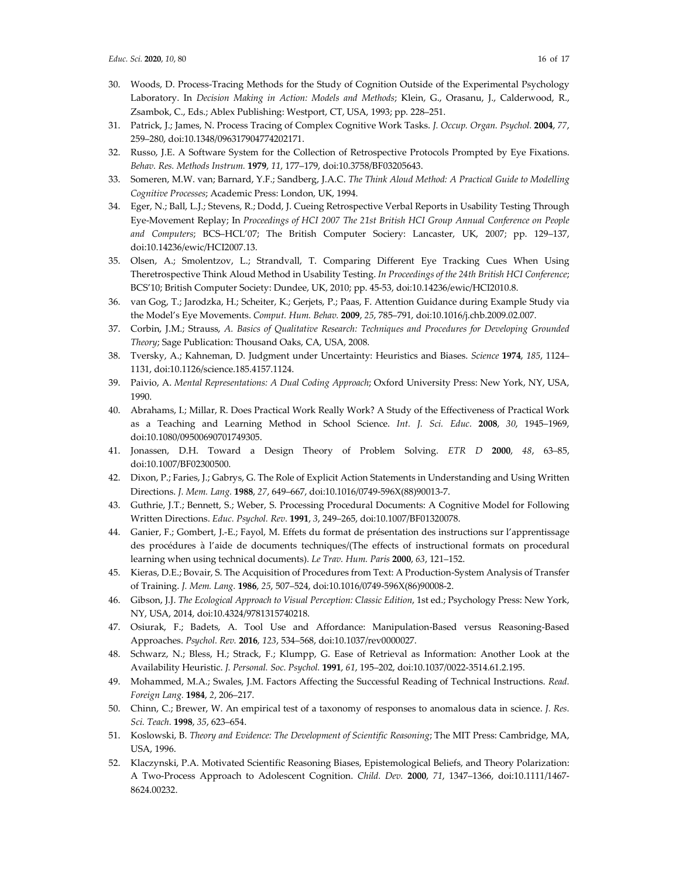30. Woods, D. Process-Tracing Methods for the Study of Cognition Outside of the Experimental Psychology Laboratory. In *Decision Making in Action: Models and Methods*; Klein, G., Orasanu, J., Calderwood, R., Zsambok, C., Eds.; Ablex Publishing: Westport, CT, USA, 1993; pp. 228–251.
31. Patrick, J.; James, N. Process Tracing of Complex Cognitive Work Tasks. *J. Occup. Organ. Psychol.* **2004**, *77*, 259–280, doi:10.1348/096317904774202171.
32. Russo, J.E. A Software System for the Collection of Retrospective Protocols Prompted by Eye Fixations. *Behav. Res. Methods Instrum.* **1979**, *11*, 177–179, doi:10.3758/BF03205643.
33. Someren, M.W. van; Barnard, Y.F.; Sandberg, J.A.C. *The Think Aloud Method: A Practical Guide to Modelling Cognitive Processes*; Academic Press: London, UK, 1994.
34. Eger, N.; Ball, L.J.; Stevens, R.; Dodd, J. Cueing Retrospective Verbal Reports in Usability Testing Through Eye-Movement Replay; In *Proceedings of HCI 2007 The 21st British HCI Group Annual Conference on People and Computers*; BCS–HCL'07; The British Computer Sociery: Lancaster, UK, 2007; pp. 129–137, doi:10.14236/ewic/HCI2007.13.
35. Olsen, A.; Smolentzov, L.; Strandvall, T. Comparing Different Eye Tracking Cues When Using Theretrospective Think Aloud Method in Usability Testing. *In Proceedings of the 24th British HCI Conference*; BCS'10; British Computer Society: Dundee, UK, 2010; pp. 45-53, doi:10.14236/ewic/HCI2010.8.
36. van Gog, T.; Jarodzka, H.; Scheiter, K.; Gerjets, P.; Paas, F. Attention Guidance during Example Study via the Model's Eye Movements. *Comput. Hum. Behav.* **2009**, *25*, 785–791, doi:10.1016/j.chb.2009.02.007.
37. Corbin, J.M.; Strauss, *A. Basics of Qualitative Research: Techniques and Procedures for Developing Grounded Theory*; Sage Publication: Thousand Oaks, CA, USA, 2008.
38. Tversky, A.; Kahneman, D. Judgment under Uncertainty: Heuristics and Biases. *Science* **1974**, *185*, 1124–1131, doi:10.1126/science.185.4157.1124.
39. Paivio, A. *Mental Representations: A Dual Coding Approach*; Oxford University Press: New York, NY, USA, 1990.
40. Abrahams, I.; Millar, R. Does Practical Work Really Work? A Study of the Effectiveness of Practical Work as a Teaching and Learning Method in School Science. *Int. J. Sci. Educ.* **2008**, *30*, 1945–1969, doi:10.1080/09500690701749305.
41. Jonassen, D.H. Toward a Design Theory of Problem Solving. *ETR D* **2000**, *48*, 63–85, doi:10.1007/BF02300500.
42. Dixon, P.; Faries, J.; Gabrys, G. The Role of Explicit Action Statements in Understanding and Using Written Directions. *J. Mem. Lang.* **1988**, *27*, 649–667, doi:10.1016/0749-596X(88)90013-7.
43. Guthrie, J.T.; Bennett, S.; Weber, S. Processing Procedural Documents: A Cognitive Model for Following Written Directions. *Educ. Psychol. Rev.* **1991**, *3*, 249–265, doi:10.1007/BF01320078.
44. Ganier, F.; Gombert, J.-E.; Fayol, M. Effets du format de présentation des instructions sur l'apprentissage des procédures à l'aide de documents techniques/(The effects of instructional formats on procedural learning when using technical documents). *Le Trav. Hum. Paris* **2000**, *63*, 121–152.
45. Kieras, D.E.; Bovair, S. The Acquisition of Procedures from Text: A Production-System Analysis of Transfer of Training. *J. Mem. Lang.* **1986**, *25*, 507–524, doi:10.1016/0749-596X(86)90008-2.
46. Gibson, J.J. *The Ecological Approach to Visual Perception: Classic Edition*, 1st ed.; Psychology Press: New York, NY, USA, 2014, doi:10.4324/9781315740218.
47. Osiurak, F.; Badets, A. Tool Use and Affordance: Manipulation-Based versus Reasoning-Based Approaches. *Psychol. Rev.* **2016**, *123*, 534–568, doi:10.1037/rev0000027.
48. Schwarz, N.; Bless, H.; Strack, F.; Klumpp, G. Ease of Retrieval as Information: Another Look at the Availability Heuristic. *J. Personal. Soc. Psychol.* **1991**, *61*, 195–202, doi:10.1037/0022-3514.61.2.195.
49. Mohammed, M.A.; Swales, J.M. Factors Affecting the Successful Reading of Technical Instructions. *Read. Foreign Lang.* **1984**, *2*, 206–217.
50. Chinn, C.; Brewer, W. An empirical test of a taxonomy of responses to anomalous data in science. *J. Res. Sci. Teach.* **1998**, *35*, 623–654.
51. Koslowski, B. *Theory and Evidence: The Development of Scientific Reasoning*; The MIT Press: Cambridge, MA, USA, 1996.
52. Klaczynski, P.A. Motivated Scientific Reasoning Biases, Epistemological Beliefs, and Theory Polarization: A Two-Process Approach to Adolescent Cognition. *Child. Dev.* **2000**, *71*, 1347–1366, doi:10.1111/1467-8624.00232.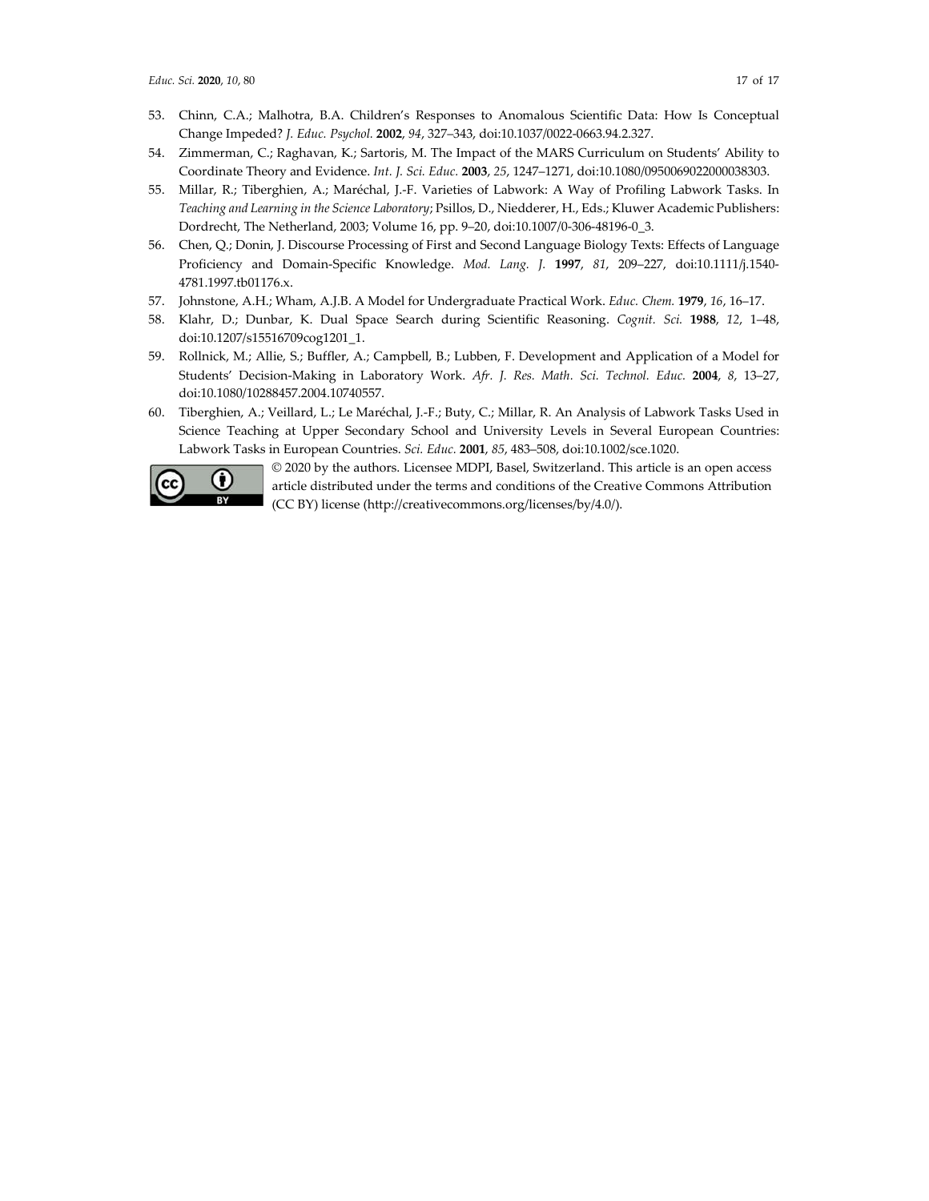53. Chinn, C.A.; Malhotra, B.A. Children's Responses to Anomalous Scientific Data: How Is Conceptual Change Impeded? *J. Educ. Psychol.* **2002**, *94*, 327–343, doi:10.1037/0022-0663.94.2.327.
54. Zimmerman, C.; Raghavan, K.; Sartoris, M. The Impact of the MARS Curriculum on Students' Ability to Coordinate Theory and Evidence. *Int. J. Sci. Educ.* **2003**, *25*, 1247–1271, doi:10.1080/0950069022000038303.
55. Millar, R.; Tiberghien, A.; Maréchal, J.-F. Varieties of Labwork: A Way of Profiling Labwork Tasks. In *Teaching and Learning in the Science Laboratory*; Psillos, D., Niedderer, H., Eds.; Kluwer Academic Publishers: Dordrecht, The Netherland, 2003; Volume 16, pp. 9–20, doi:10.1007/0-306-48196-0_3.
56. Chen, Q.; Donin, J. Discourse Processing of First and Second Language Biology Texts: Effects of Language Proficiency and Domain-Specific Knowledge. *Mod. Lang. J.* **1997**, *81*, 209–227, doi:10.1111/j.1540-4781.1997.tb01176.x.
57. Johnstone, A.H.; Wham, A.J.B. A Model for Undergraduate Practical Work. *Educ. Chem.* **1979**, *16*, 16–17.
58. Klahr, D.; Dunbar, K. Dual Space Search during Scientific Reasoning. *Cognit. Sci.* **1988**, *12*, 1–48, doi:10.1207/s15516709cog1201_1.
59. Rollnick, M.; Allie, S.; Buffler, A.; Campbell, B.; Lubben, F. Development and Application of a Model for Students' Decision-Making in Laboratory Work. *Afr. J. Res. Math. Sci. Technol. Educ.* **2004**, *8*, 13–27, doi:10.1080/10288457.2004.10740557.
60. Tiberghien, A.; Veillard, L.; Le Maréchal, J.-F.; Buty, C.; Millar, R. An Analysis of Labwork Tasks Used in Science Teaching at Upper Secondary School and University Levels in Several European Countries: Labwork Tasks in European Countries. *Sci. Educ.* **2001**, *85*, 483–508, doi:10.1002/sce.1020.

© 2020 by the authors. Licensee MDPI, Basel, Switzerland. This article is an open access article distributed under the terms and conditions of the Creative Commons Attribution (CC BY) license (http://creativecommons.org/licenses/by/4.0/).